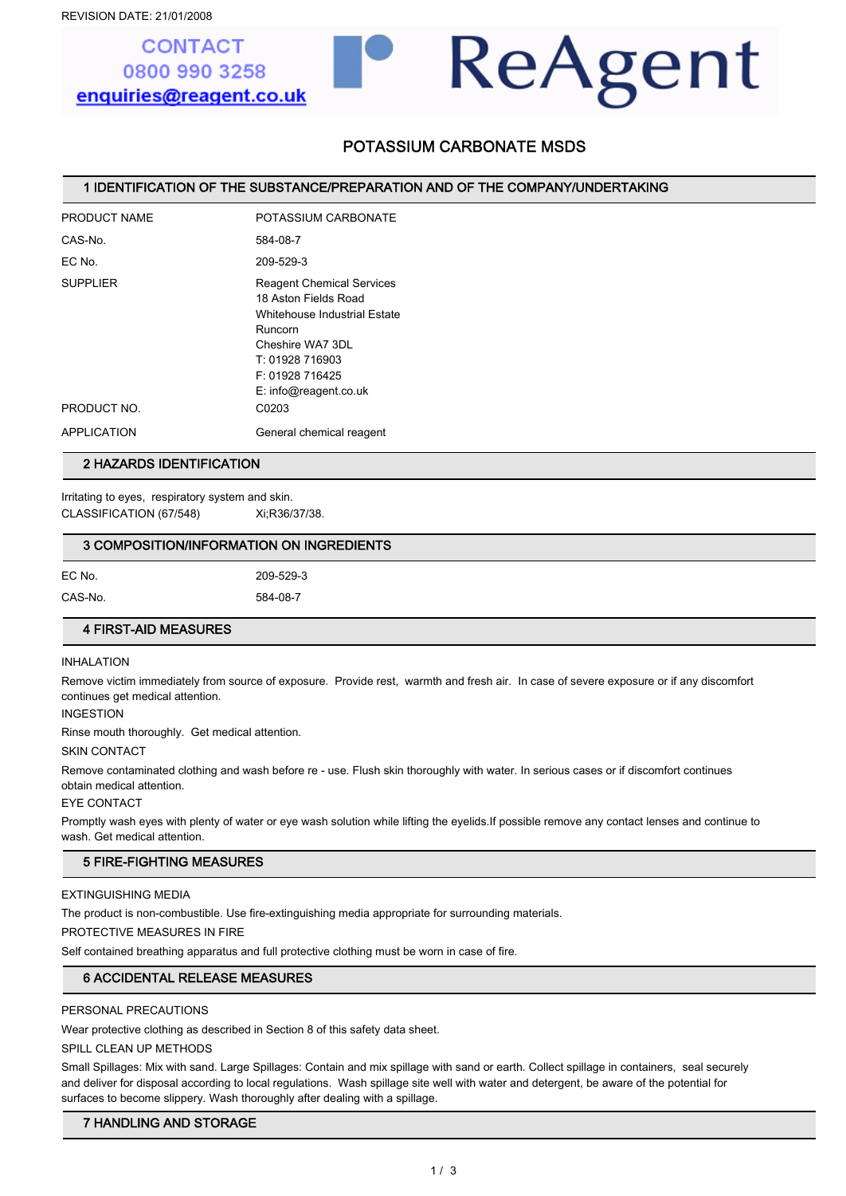REVISION DATE: 21/01/2008

CONTACT
0800 990 3258
enquiries@reagent.co.uk

ReAgent

# POTASSIUM CARBONATE MSDS

## 1 IDENTIFICATION OF THE SUBSTANCE/PREPARATION AND OF THE COMPANY/UNDERTAKING

| | |
|---|---|
| PRODUCT NAME | POTASSIUM CARBONATE |
| CAS-No. | 584-08-7 |
| EC No. | 209-529-3 |
| SUPPLIER | Reagent Chemical Services<br>18 Aston Fields Road<br>Whitehouse Industrial Estate<br>Runcorn<br>Cheshire WA7 3DL<br>T: 01928 716903<br>F: 01928 716425<br>E: info@reagent.co.uk |
| PRODUCT NO. | C0203 |
| APPLICATION | General chemical reagent |

## 2 HAZARDS IDENTIFICATION

Irritating to eyes, respiratory system and skin.

CLASSIFICATION (67/548) Xi;R36/37/38.

## 3 COMPOSITION/INFORMATION ON INGREDIENTS

| | |
|---|---|
| EC No. | 209-529-3 |
| CAS-No. | 584-08-7 |

## 4 FIRST-AID MEASURES

INHALATION

Remove victim immediately from source of exposure. Provide rest, warmth and fresh air. In case of severe exposure or if any discomfort continues get medical attention.

INGESTION

Rinse mouth thoroughly. Get medical attention.

SKIN CONTACT

Remove contaminated clothing and wash before re - use. Flush skin thoroughly with water. In serious cases or if discomfort continues obtain medical attention.

EYE CONTACT

Promptly wash eyes with plenty of water or eye wash solution while lifting the eyelids.If possible remove any contact lenses and continue to wash. Get medical attention.

## 5 FIRE-FIGHTING MEASURES

EXTINGUISHING MEDIA

The product is non-combustible. Use fire-extinguishing media appropriate for surrounding materials.

PROTECTIVE MEASURES IN FIRE

Self contained breathing apparatus and full protective clothing must be worn in case of fire.

## 6 ACCIDENTAL RELEASE MEASURES

PERSONAL PRECAUTIONS

Wear protective clothing as described in Section 8 of this safety data sheet.

SPILL CLEAN UP METHODS

Small Spillages: Mix with sand. Large Spillages: Contain and mix spillage with sand or earth. Collect spillage in containers, seal securely and deliver for disposal according to local regulations. Wash spillage site well with water and detergent, be aware of the potential for surfaces to become slippery. Wash thoroughly after dealing with a spillage.

## 7 HANDLING AND STORAGE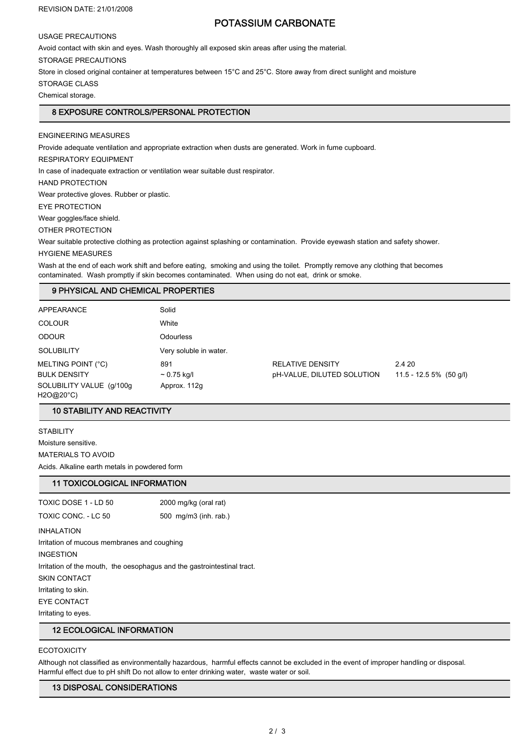USAGE PRECAUTIONS

Avoid contact with skin and eyes. Wash thoroughly all exposed skin areas after using the material.

STORAGE PRECAUTIONS

Store in closed original container at temperatures between 15°C and 25°C. Store away from direct sunlight and moisture

STORAGE CLASS

Chemical storage.

## 8 EXPOSURE CONTROLS/PERSONAL PROTECTION

ENGINEERING MEASURES

Provide adequate ventilation and appropriate extraction when dusts are generated. Work in fume cupboard.

RESPIRATORY EQUIPMENT

In case of inadequate extraction or ventilation wear suitable dust respirator.

HAND PROTECTION

Wear protective gloves. Rubber or plastic.

EYE PROTECTION

Wear goggles/face shield.

OTHER PROTECTION

Wear suitable protective clothing as protection against splashing or contamination. Provide eyewash station and safety shower.

HYGIENE MEASURES

Wash at the end of each work shift and before eating, smoking and using the toilet. Promptly remove any clothing that becomes contaminated. Wash promptly if skin becomes contaminated. When using do not eat, drink or smoke.

## 9 PHYSICAL AND CHEMICAL PROPERTIES

| | | | |
|---|---|---|---|
| APPEARANCE | Solid | | |
| COLOUR | White | | |
| ODOUR | Odourless | | |
| SOLUBILITY | Very soluble in water. | | |
| MELTING POINT (°C) | 891 | RELATIVE DENSITY | 2.4 20 |
| BULK DENSITY | ~ 0.75 kg/l | pH-VALUE, DILUTED SOLUTION | 11.5 - 12.5 5% (50 g/l) |
| SOLUBILITY VALUE (g/100g H2O@20°C) | Approx. 112g | | |

## 10 STABILITY AND REACTIVITY

STABILITY

Moisture sensitive.

MATERIALS TO AVOID

Acids. Alkaline earth metals in powdered form

## 11 TOXICOLOGICAL INFORMATION

| | |
|---|---|
| TOXIC DOSE 1 - LD 50 | 2000 mg/kg (oral rat) |
| TOXIC CONC. - LC 50 | 500 mg/m3 (inh. rab.) |

INHALATION

Irritation of mucous membranes and coughing

INGESTION

Irritation of the mouth, the oesophagus and the gastrointestinal tract.

SKIN CONTACT

Irritating to skin.

EYE CONTACT

Irritating to eyes.

## 12 ECOLOGICAL INFORMATION

ECOTOXICITY

Although not classified as environmentally hazardous, harmful effects cannot be excluded in the event of improper handling or disposal. Harmful effect due to pH shift Do not allow to enter drinking water, waste water or soil.

## 13 DISPOSAL CONSIDERATIONS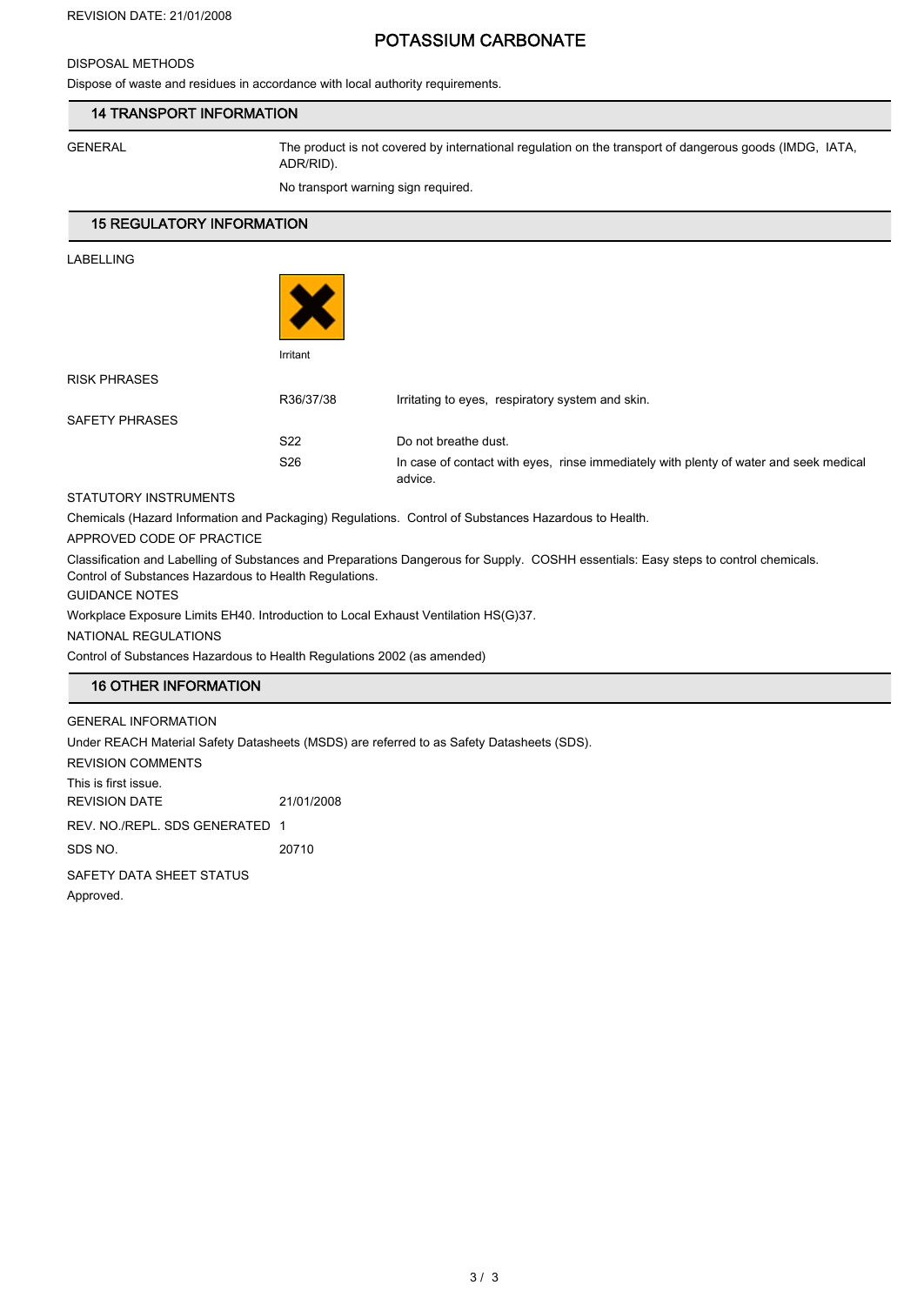# POTASSIUM CARBONATE

DISPOSAL METHODS

Dispose of waste and residues in accordance with local authority requirements.

## 14 TRANSPORT INFORMATION

| | |
|---|---|
| GENERAL | The product is not covered by international regulation on the transport of dangerous goods (IMDG, IATA, ADR/RID). |
| | No transport warning sign required. |

## 15 REGULATORY INFORMATION

LABELLING

Irritant

RISK PHRASES

| | |
|---|---|
| R36/37/38 | Irritating to eyes, respiratory system and skin. |

SAFETY PHRASES

| | |
|---|---|
| S22 | Do not breathe dust. |
| S26 | In case of contact with eyes, rinse immediately with plenty of water and seek medical advice. |

STATUTORY INSTRUMENTS

Chemicals (Hazard Information and Packaging) Regulations. Control of Substances Hazardous to Health.

APPROVED CODE OF PRACTICE

Classification and Labelling of Substances and Preparations Dangerous for Supply. COSHH essentials: Easy steps to control chemicals. Control of Substances Hazardous to Health Regulations.

GUIDANCE NOTES

Workplace Exposure Limits EH40. Introduction to Local Exhaust Ventilation HS(G)37.

NATIONAL REGULATIONS

Control of Substances Hazardous to Health Regulations 2002 (as amended)

## 16 OTHER INFORMATION

GENERAL INFORMATION

Under REACH Material Safety Datasheets (MSDS) are referred to as Safety Datasheets (SDS).

REVISION COMMENTS

This is first issue.

| | |
|---|---|
| REVISION DATE | 21/01/2008 |
| REV. NO./REPL. SDS GENERATED | 1 |
| SDS NO. | 20710 |

SAFETY DATA SHEET STATUS

Approved.